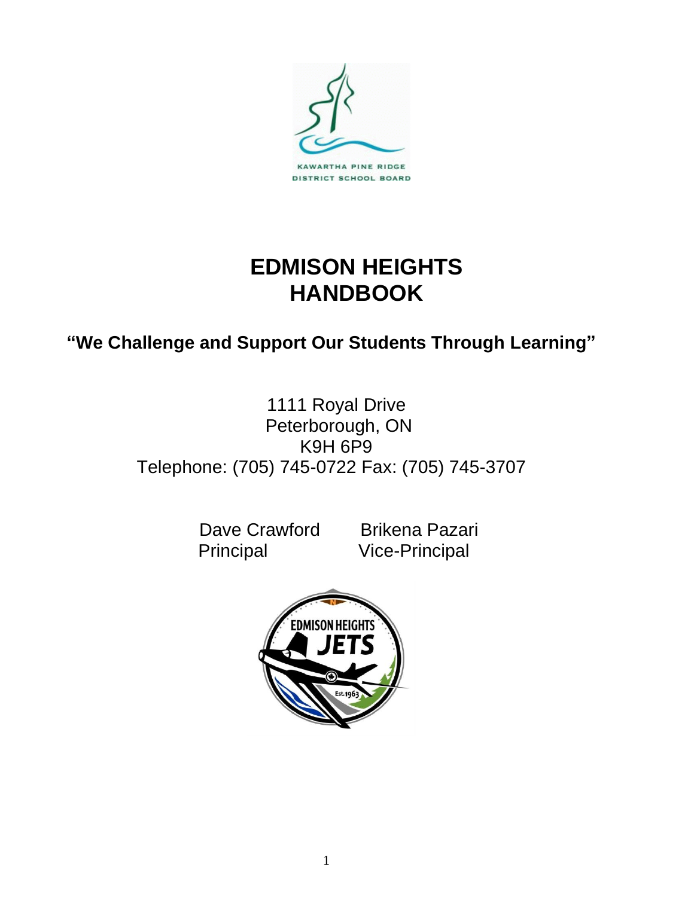KAWARTHA PINE RIDGE DISTRICT SCHOOL BOARD

# EDMISON HEIGHTS HANDBOOK

## "We Challenge and Support Our Students Through Learning"

1111 Royal Drive
Peterborough, ON
K9H 6P9
Telephone: (705) 745-0722 Fax: (705) 745-3707

Dave Crawford
Principal

Brikena Pazari
Vice-Principal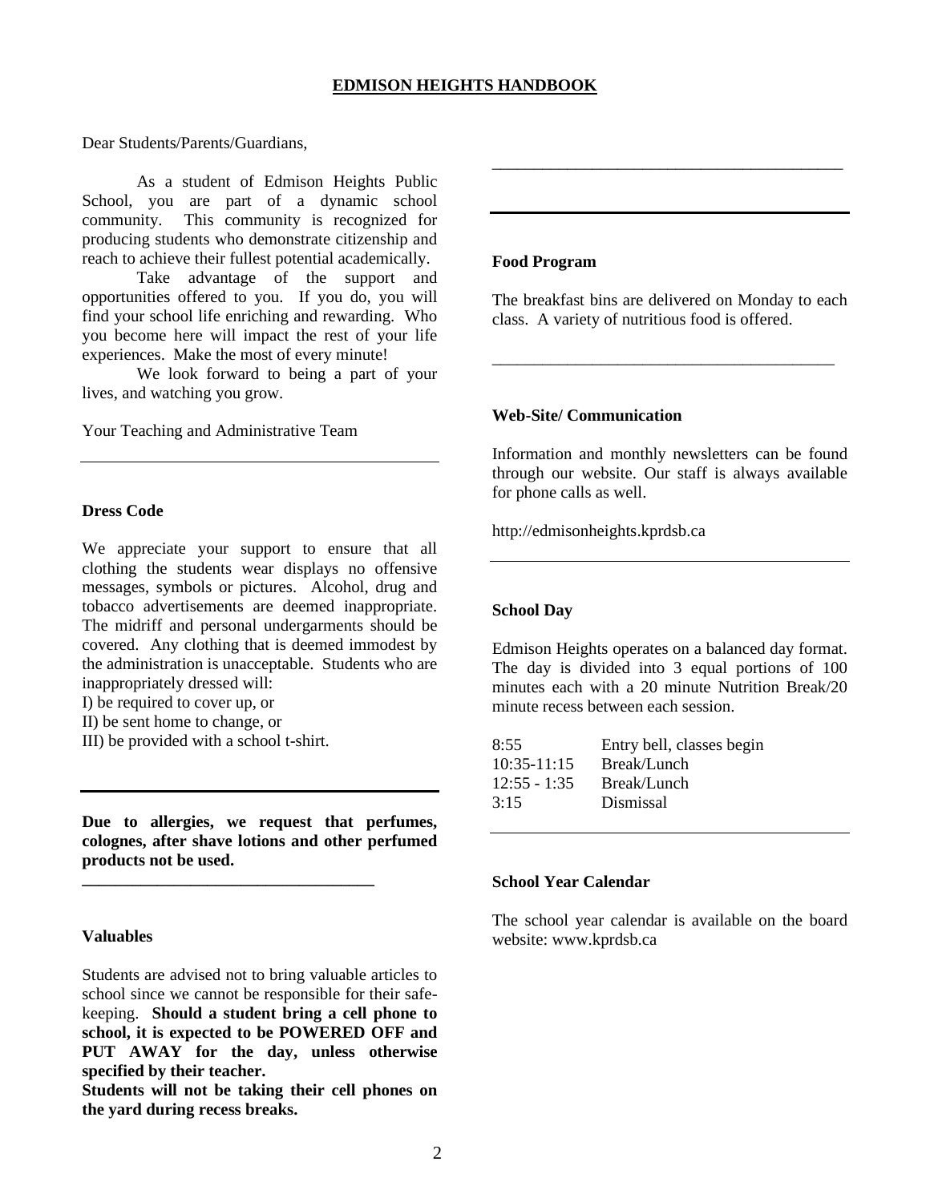# EDMISON HEIGHTS HANDBOOK

Dear Students/Parents/Guardians,

As a student of Edmison Heights Public School, you are part of a dynamic school community. This community is recognized for producing students who demonstrate citizenship and reach to achieve their fullest potential academically.

Take advantage of the support and opportunities offered to you. If you do, you will find your school life enriching and rewarding. Who you become here will impact the rest of your life experiences. Make the most of every minute!

We look forward to being a part of your lives, and watching you grow.

Your Teaching and Administrative Team

---

### Dress Code

We appreciate your support to ensure that all clothing the students wear displays no offensive messages, symbols or pictures. Alcohol, drug and tobacco advertisements are deemed inappropriate. The midriff and personal undergarments should be covered. Any clothing that is deemed immodest by the administration is unacceptable. Students who are inappropriately dressed will:

I) be required to cover up, or
II) be sent home to change, or
III) be provided with a school t-shirt.

---

**Due to allergies, we request that perfumes, colognes, after shave lotions and other perfumed products not be used.**

---

### Valuables

Students are advised not to bring valuable articles to school since we cannot be responsible for their safe-keeping. **Should a student bring a cell phone to school, it is expected to be POWERED OFF and PUT AWAY for the day, unless otherwise specified by their teacher.**

**Students will not be taking their cell phones on the yard during recess breaks.**

---

### Food Program

The breakfast bins are delivered on Monday to each class. A variety of nutritious food is offered.

---

### Web-Site/ Communication

Information and monthly newsletters can be found through our website. Our staff is always available for phone calls as well.

http://edmisonheights.kprdsb.ca

---

### School Day

Edmison Heights operates on a balanced day format. The day is divided into 3 equal portions of 100 minutes each with a 20 minute Nutrition Break/20 minute recess between each session.

| | |
|---|---|
| 8:55 | Entry bell, classes begin |
| 10:35-11:15 | Break/Lunch |
| 12:55 - 1:35 | Break/Lunch |
| 3:15 | Dismissal |

---

### School Year Calendar

The school year calendar is available on the board website: www.kprdsb.ca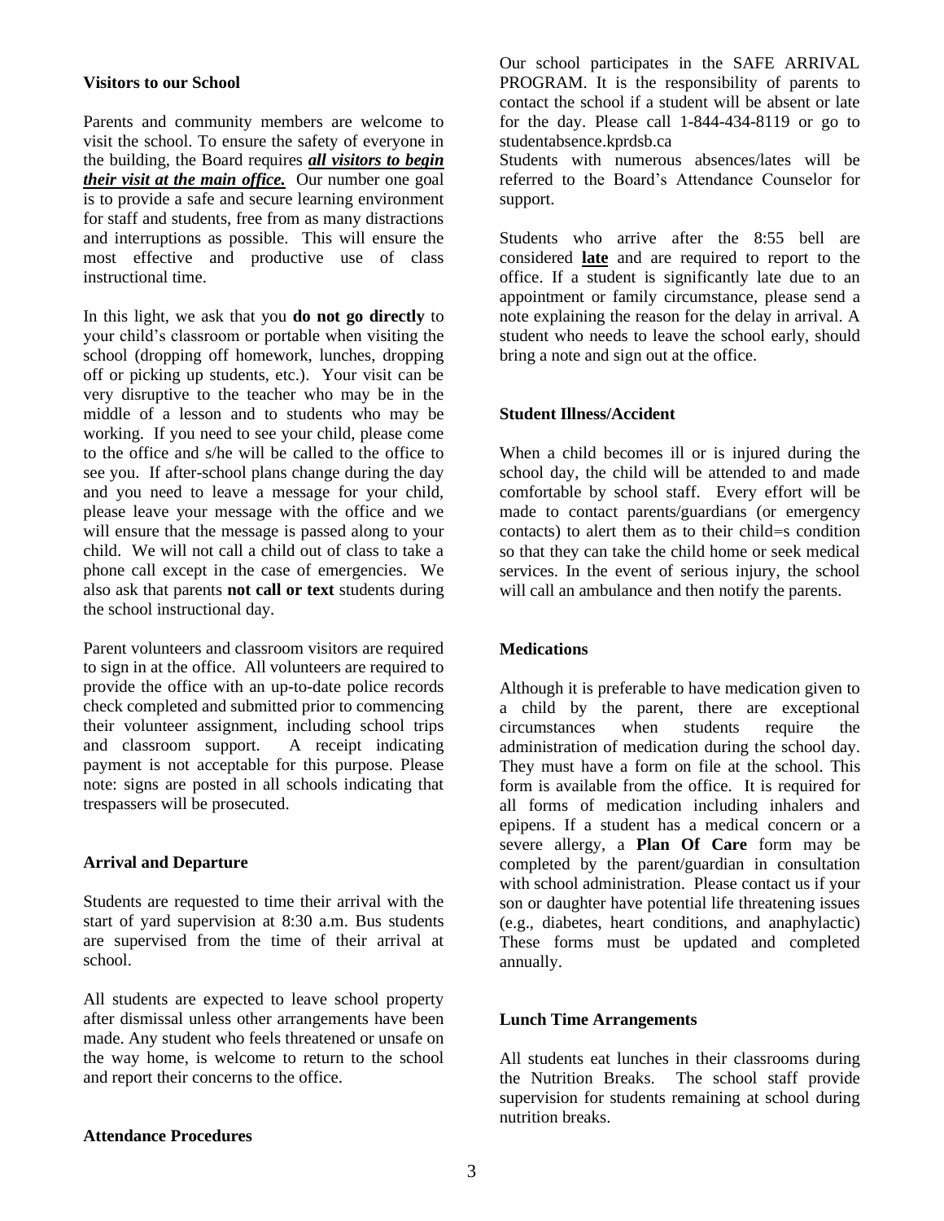### Visitors to our School

Parents and community members are welcome to visit the school. To ensure the safety of everyone in the building, the Board requires ***all visitors to begin their visit at the main office.*** Our number one goal is to provide a safe and secure learning environment for staff and students, free from as many distractions and interruptions as possible. This will ensure the most effective and productive use of class instructional time.

In this light, we ask that you **do not go directly** to your child's classroom or portable when visiting the school (dropping off homework, lunches, dropping off or picking up students, etc.). Your visit can be very disruptive to the teacher who may be in the middle of a lesson and to students who may be working. If you need to see your child, please come to the office and s/he will be called to the office to see you. If after-school plans change during the day and you need to leave a message for your child, please leave your message with the office and we will ensure that the message is passed along to your child. We will not call a child out of class to take a phone call except in the case of emergencies. We also ask that parents **not call or text** students during the school instructional day.

Parent volunteers and classroom visitors are required to sign in at the office. All volunteers are required to provide the office with an up-to-date police records check completed and submitted prior to commencing their volunteer assignment, including school trips and classroom support. A receipt indicating payment is not acceptable for this purpose. Please note: signs are posted in all schools indicating that trespassers will be prosecuted.

### Arrival and Departure

Students are requested to time their arrival with the start of yard supervision at 8:30 a.m. Bus students are supervised from the time of their arrival at school.

All students are expected to leave school property after dismissal unless other arrangements have been made. Any student who feels threatened or unsafe on the way home, is welcome to return to the school and report their concerns to the office.

### Attendance Procedures

Our school participates in the SAFE ARRIVAL PROGRAM. It is the responsibility of parents to contact the school if a student will be absent or late for the day. Please call 1-844-434-8119 or go to studentabsence.kprdsb.ca

Students with numerous absences/lates will be referred to the Board's Attendance Counselor for support.

Students who arrive after the 8:55 bell are considered **late** and are required to report to the office. If a student is significantly late due to an appointment or family circumstance, please send a note explaining the reason for the delay in arrival. A student who needs to leave the school early, should bring a note and sign out at the office.

### Student Illness/Accident

When a child becomes ill or is injured during the school day, the child will be attended to and made comfortable by school staff. Every effort will be made to contact parents/guardians (or emergency contacts) to alert them as to their child=s condition so that they can take the child home or seek medical services. In the event of serious injury, the school will call an ambulance and then notify the parents.

### Medications

Although it is preferable to have medication given to a child by the parent, there are exceptional circumstances when students require the administration of medication during the school day. They must have a form on file at the school. This form is available from the office. It is required for all forms of medication including inhalers and epipens. If a student has a medical concern or a severe allergy, a **Plan Of Care** form may be completed by the parent/guardian in consultation with school administration. Please contact us if your son or daughter have potential life threatening issues (e.g., diabetes, heart conditions, and anaphylactic) These forms must be updated and completed annually.

### Lunch Time Arrangements

All students eat lunches in their classrooms during the Nutrition Breaks. The school staff provide supervision for students remaining at school during nutrition breaks.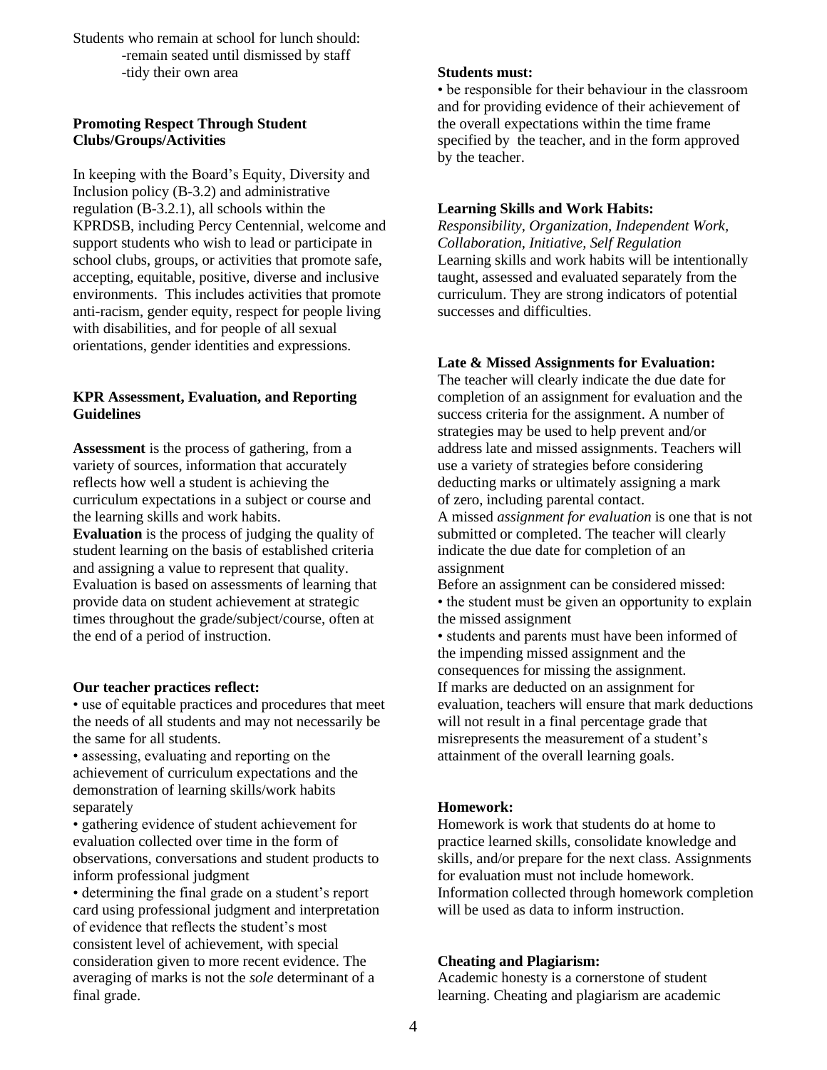Students who remain at school for lunch should:

-remain seated until dismissed by staff

-tidy their own area

**Promoting Respect Through Student Clubs/Groups/Activities**

In keeping with the Board's Equity, Diversity and Inclusion policy (B-3.2) and administrative regulation (B-3.2.1), all schools within the KPRDSB, including Percy Centennial, welcome and support students who wish to lead or participate in school clubs, groups, or activities that promote safe, accepting, equitable, positive, diverse and inclusive environments. This includes activities that promote anti-racism, gender equity, respect for people living with disabilities, and for people of all sexual orientations, gender identities and expressions.

**KPR Assessment, Evaluation, and Reporting Guidelines**

**Assessment** is the process of gathering, from a variety of sources, information that accurately reflects how well a student is achieving the curriculum expectations in a subject or course and the learning skills and work habits.

**Evaluation** is the process of judging the quality of student learning on the basis of established criteria and assigning a value to represent that quality. Evaluation is based on assessments of learning that provide data on student achievement at strategic times throughout the grade/subject/course, often at the end of a period of instruction.

**Our teacher practices reflect:**

• use of equitable practices and procedures that meet the needs of all students and may not necessarily be the same for all students.

• assessing, evaluating and reporting on the achievement of curriculum expectations and the demonstration of learning skills/work habits separately

• gathering evidence of student achievement for evaluation collected over time in the form of observations, conversations and student products to inform professional judgment

• determining the final grade on a student's report card using professional judgment and interpretation of evidence that reflects the student's most consistent level of achievement, with special consideration given to more recent evidence. The averaging of marks is not the *sole* determinant of a final grade.

**Students must:**

• be responsible for their behaviour in the classroom and for providing evidence of their achievement of the overall expectations within the time frame specified by the teacher, and in the form approved by the teacher.

**Learning Skills and Work Habits:**

*Responsibility, Organization, Independent Work, Collaboration, Initiative, Self Regulation*

Learning skills and work habits will be intentionally taught, assessed and evaluated separately from the curriculum. They are strong indicators of potential successes and difficulties.

**Late & Missed Assignments for Evaluation:**

The teacher will clearly indicate the due date for completion of an assignment for evaluation and the success criteria for the assignment. A number of strategies may be used to help prevent and/or address late and missed assignments. Teachers will use a variety of strategies before considering deducting marks or ultimately assigning a mark of zero, including parental contact.

A missed *assignment for evaluation* is one that is not submitted or completed. The teacher will clearly indicate the due date for completion of an assignment

Before an assignment can be considered missed:

• the student must be given an opportunity to explain the missed assignment

• students and parents must have been informed of the impending missed assignment and the consequences for missing the assignment.

If marks are deducted on an assignment for evaluation, teachers will ensure that mark deductions will not result in a final percentage grade that misrepresents the measurement of a student's attainment of the overall learning goals.

**Homework:**

Homework is work that students do at home to practice learned skills, consolidate knowledge and skills, and/or prepare for the next class. Assignments for evaluation must not include homework. Information collected through homework completion will be used as data to inform instruction.

**Cheating and Plagiarism:**

Academic honesty is a cornerstone of student learning. Cheating and plagiarism are academic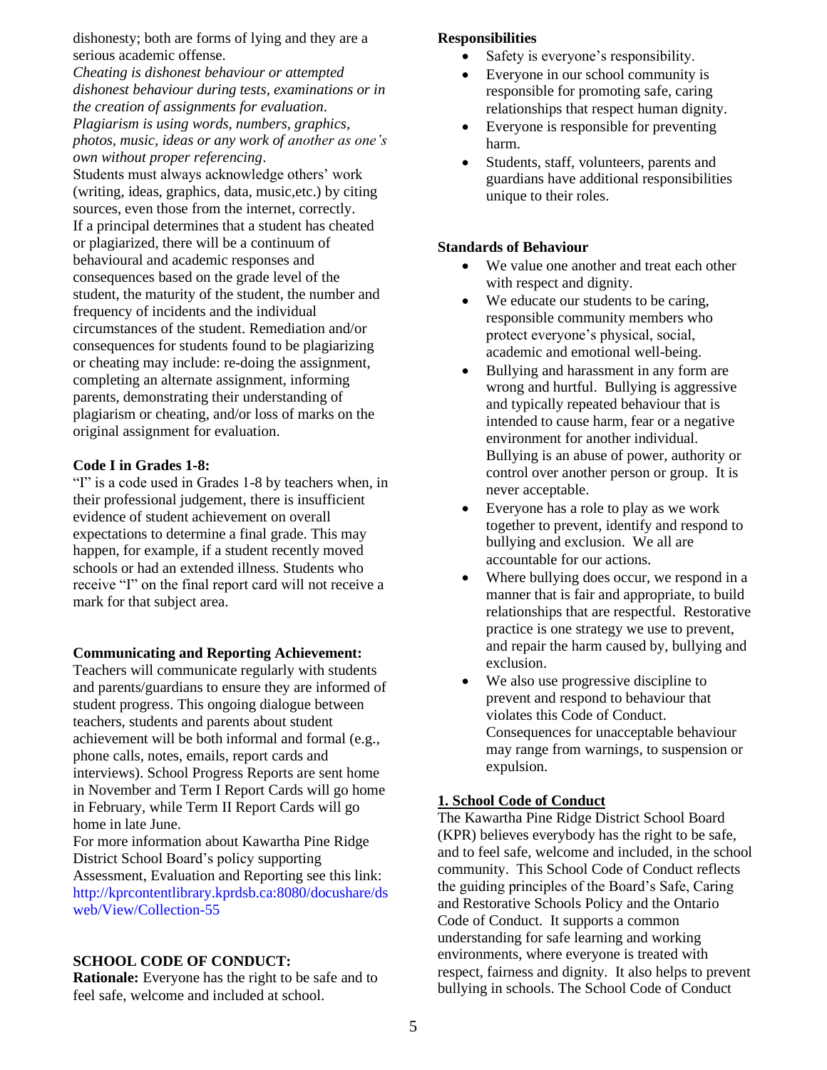dishonesty; both are forms of lying and they are a serious academic offense.

*Cheating is dishonest behaviour or attempted dishonest behaviour during tests, examinations or in the creation of assignments for evaluation.*

*Plagiarism is using words, numbers, graphics, photos, music, ideas or any work of another as one's own without proper referencing.*

Students must always acknowledge others' work (writing, ideas, graphics, data, music,etc.) by citing sources, even those from the internet, correctly.

If a principal determines that a student has cheated or plagiarized, there will be a continuum of behavioural and academic responses and consequences based on the grade level of the student, the maturity of the student, the number and frequency of incidents and the individual circumstances of the student. Remediation and/or consequences for students found to be plagiarizing or cheating may include: re-doing the assignment, completing an alternate assignment, informing parents, demonstrating their understanding of plagiarism or cheating, and/or loss of marks on the original assignment for evaluation.

**Code I in Grades 1-8:**

"I" is a code used in Grades 1-8 by teachers when, in their professional judgement, there is insufficient evidence of student achievement on overall expectations to determine a final grade. This may happen, for example, if a student recently moved schools or had an extended illness. Students who receive "I" on the final report card will not receive a mark for that subject area.

**Communicating and Reporting Achievement:**

Teachers will communicate regularly with students and parents/guardians to ensure they are informed of student progress. This ongoing dialogue between teachers, students and parents about student achievement will be both informal and formal (e.g., phone calls, notes, emails, report cards and interviews). School Progress Reports are sent home in November and Term I Report Cards will go home in February, while Term II Report Cards will go home in late June.

For more information about Kawartha Pine Ridge District School Board's policy supporting Assessment, Evaluation and Reporting see this link: http://kprcontentlibrary.kprdsb.ca:8080/docushare/dsweb/View/Collection-55

**SCHOOL CODE OF CONDUCT:**

**Rationale:** Everyone has the right to be safe and to feel safe, welcome and included at school.

**Responsibilities**

- Safety is everyone's responsibility.
- Everyone in our school community is responsible for promoting safe, caring relationships that respect human dignity.
- Everyone is responsible for preventing harm.
- Students, staff, volunteers, parents and guardians have additional responsibilities unique to their roles.

**Standards of Behaviour**

- We value one another and treat each other with respect and dignity.
- We educate our students to be caring, responsible community members who protect everyone's physical, social, academic and emotional well-being.
- Bullying and harassment in any form are wrong and hurtful. Bullying is aggressive and typically repeated behaviour that is intended to cause harm, fear or a negative environment for another individual. Bullying is an abuse of power, authority or control over another person or group. It is never acceptable.
- Everyone has a role to play as we work together to prevent, identify and respond to bullying and exclusion. We all are accountable for our actions.
- Where bullying does occur, we respond in a manner that is fair and appropriate, to build relationships that are respectful. Restorative practice is one strategy we use to prevent, and repair the harm caused by, bullying and exclusion.
- We also use progressive discipline to prevent and respond to behaviour that violates this Code of Conduct. Consequences for unacceptable behaviour may range from warnings, to suspension or expulsion.

**1. School Code of Conduct**

The Kawartha Pine Ridge District School Board (KPR) believes everybody has the right to be safe, and to feel safe, welcome and included, in the school community. This School Code of Conduct reflects the guiding principles of the Board's Safe, Caring and Restorative Schools Policy and the Ontario Code of Conduct. It supports a common understanding for safe learning and working environments, where everyone is treated with respect, fairness and dignity. It also helps to prevent bullying in schools. The School Code of Conduct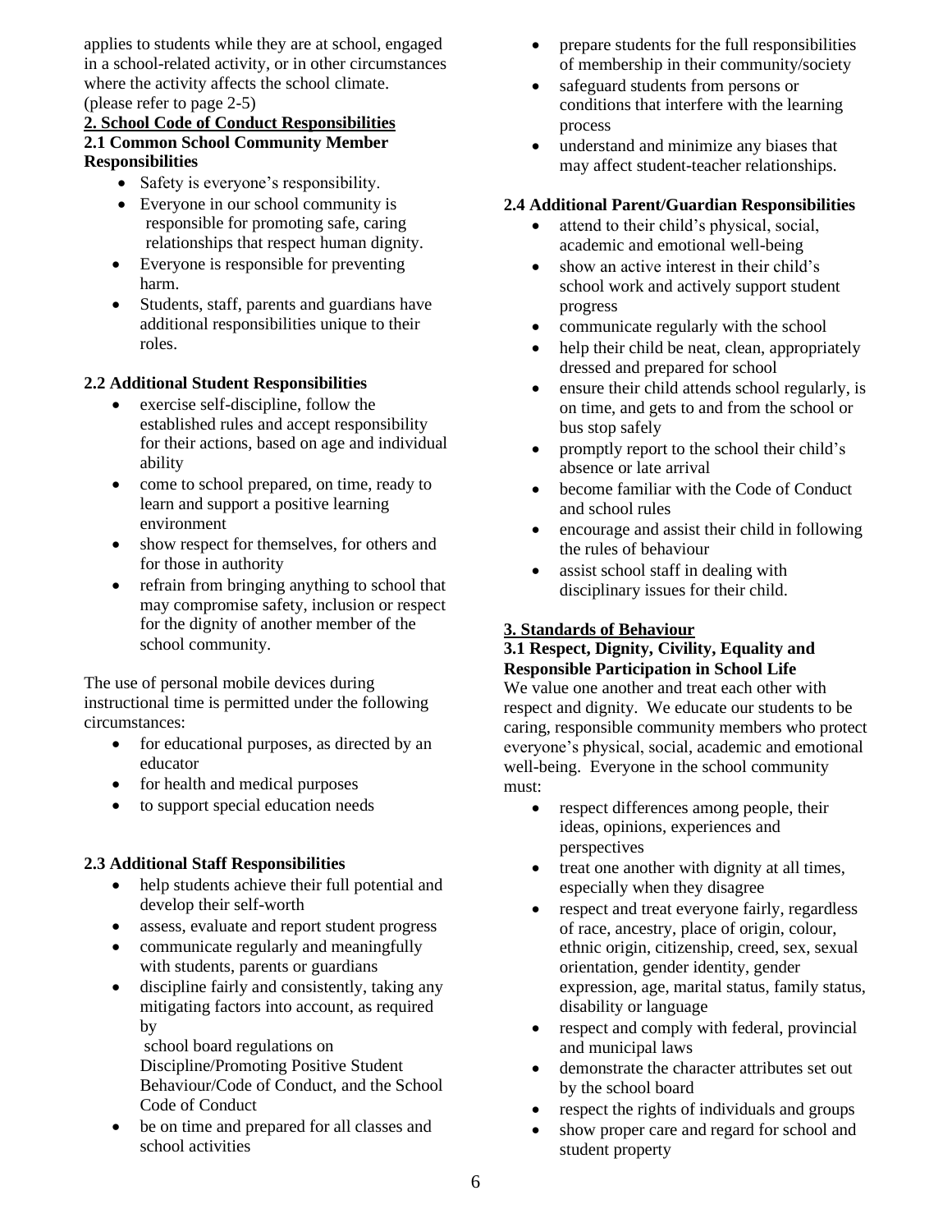applies to students while they are at school, engaged in a school-related activity, or in other circumstances where the activity affects the school climate. (please refer to page 2-5)

## 2. School Code of Conduct Responsibilities

### 2.1 Common School Community Member Responsibilities

- Safety is everyone's responsibility.
- Everyone in our school community is responsible for promoting safe, caring relationships that respect human dignity.
- Everyone is responsible for preventing harm.
- Students, staff, parents and guardians have additional responsibilities unique to their roles.

### 2.2 Additional Student Responsibilities

- exercise self-discipline, follow the established rules and accept responsibility for their actions, based on age and individual ability
- come to school prepared, on time, ready to learn and support a positive learning environment
- show respect for themselves, for others and for those in authority
- refrain from bringing anything to school that may compromise safety, inclusion or respect for the dignity of another member of the school community.

The use of personal mobile devices during instructional time is permitted under the following circumstances:

- for educational purposes, as directed by an educator
- for health and medical purposes
- to support special education needs

### 2.3 Additional Staff Responsibilities

- help students achieve their full potential and develop their self-worth
- assess, evaluate and report student progress
- communicate regularly and meaningfully with students, parents or guardians
- discipline fairly and consistently, taking any mitigating factors into account, as required by school board regulations on Discipline/Promoting Positive Student Behaviour/Code of Conduct, and the School Code of Conduct
- be on time and prepared for all classes and school activities
- prepare students for the full responsibilities of membership in their community/society
- safeguard students from persons or conditions that interfere with the learning process
- understand and minimize any biases that may affect student-teacher relationships.

### 2.4 Additional Parent/Guardian Responsibilities

- attend to their child's physical, social, academic and emotional well-being
- show an active interest in their child's school work and actively support student progress
- communicate regularly with the school
- help their child be neat, clean, appropriately dressed and prepared for school
- ensure their child attends school regularly, is on time, and gets to and from the school or bus stop safely
- promptly report to the school their child's absence or late arrival
- become familiar with the Code of Conduct and school rules
- encourage and assist their child in following the rules of behaviour
- assist school staff in dealing with disciplinary issues for their child.

## 3. Standards of Behaviour

### 3.1 Respect, Dignity, Civility, Equality and Responsible Participation in School Life

We value one another and treat each other with respect and dignity. We educate our students to be caring, responsible community members who protect everyone's physical, social, academic and emotional well-being. Everyone in the school community must:

- respect differences among people, their ideas, opinions, experiences and perspectives
- treat one another with dignity at all times, especially when they disagree
- respect and treat everyone fairly, regardless of race, ancestry, place of origin, colour, ethnic origin, citizenship, creed, sex, sexual orientation, gender identity, gender expression, age, marital status, family status, disability or language
- respect and comply with federal, provincial and municipal laws
- demonstrate the character attributes set out by the school board
- respect the rights of individuals and groups
- show proper care and regard for school and student property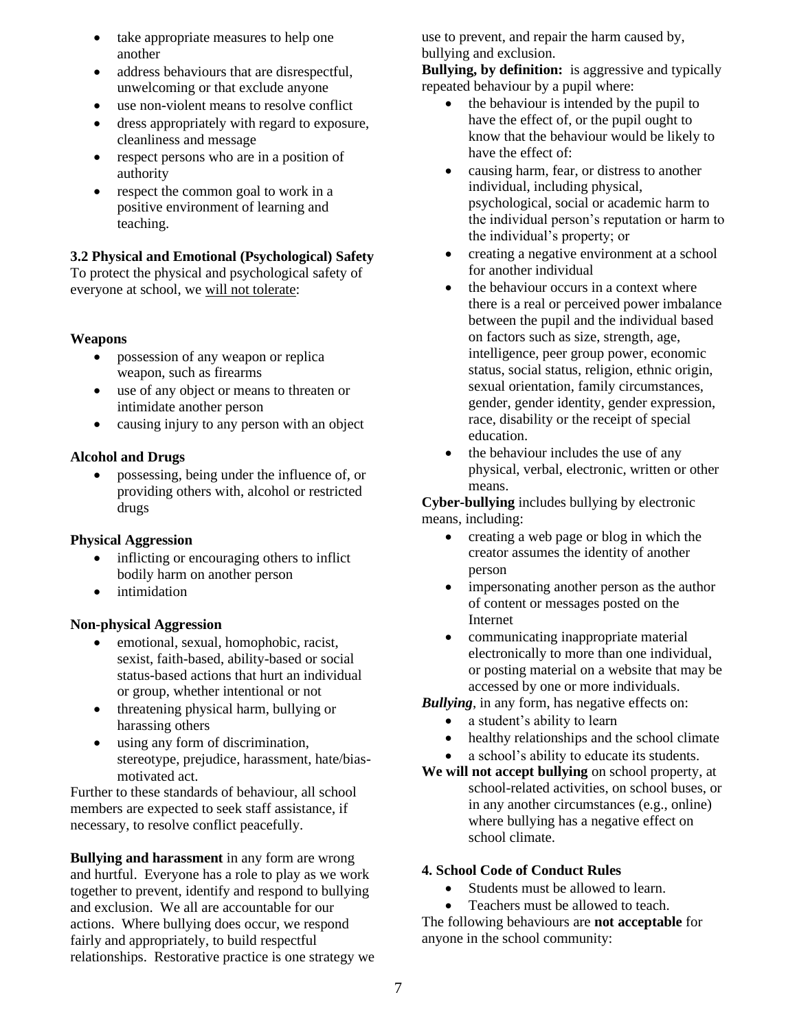- take appropriate measures to help one another
- address behaviours that are disrespectful, unwelcoming or that exclude anyone
- use non-violent means to resolve conflict
- dress appropriately with regard to exposure, cleanliness and message
- respect persons who are in a position of authority
- respect the common goal to work in a positive environment of learning and teaching.

### 3.2 Physical and Emotional (Psychological) Safety

To protect the physical and psychological safety of everyone at school, we <u>will not tolerate</u>:

**Weapons**

- possession of any weapon or replica weapon, such as firearms
- use of any object or means to threaten or intimidate another person
- causing injury to any person with an object

**Alcohol and Drugs**

- possessing, being under the influence of, or providing others with, alcohol or restricted drugs

**Physical Aggression**

- inflicting or encouraging others to inflict bodily harm on another person
- intimidation

**Non-physical Aggression**

- emotional, sexual, homophobic, racist, sexist, faith-based, ability-based or social status-based actions that hurt an individual or group, whether intentional or not
- threatening physical harm, bullying or harassing others
- using any form of discrimination, stereotype, prejudice, harassment, hate/bias-motivated act.

Further to these standards of behaviour, all school members are expected to seek staff assistance, if necessary, to resolve conflict peacefully.

**Bullying and harassment** in any form are wrong and hurtful. Everyone has a role to play as we work together to prevent, identify and respond to bullying and exclusion. We all are accountable for our actions. Where bullying does occur, we respond fairly and appropriately, to build respectful relationships. Restorative practice is one strategy we use to prevent, and repair the harm caused by, bullying and exclusion.

**Bullying, by definition:** is aggressive and typically repeated behaviour by a pupil where:

- the behaviour is intended by the pupil to have the effect of, or the pupil ought to know that the behaviour would be likely to have the effect of:
- causing harm, fear, or distress to another individual, including physical, psychological, social or academic harm to the individual person's reputation or harm to the individual's property; or
- creating a negative environment at a school for another individual
- the behaviour occurs in a context where there is a real or perceived power imbalance between the pupil and the individual based on factors such as size, strength, age, intelligence, peer group power, economic status, social status, religion, ethnic origin, sexual orientation, family circumstances, gender, gender identity, gender expression, race, disability or the receipt of special education.
- the behaviour includes the use of any physical, verbal, electronic, written or other means.

**Cyber-bullying** includes bullying by electronic means, including:

- creating a web page or blog in which the creator assumes the identity of another person
- impersonating another person as the author of content or messages posted on the Internet
- communicating inappropriate material electronically to more than one individual, or posting material on a website that may be accessed by one or more individuals.

***Bullying***, in any form, has negative effects on:

- a student's ability to learn
- healthy relationships and the school climate
- a school's ability to educate its students.

**We will not accept bullying** on school property, at school-related activities, on school buses, or in any another circumstances (e.g., online) where bullying has a negative effect on school climate.

### 4. School Code of Conduct Rules

- Students must be allowed to learn.
- Teachers must be allowed to teach.

The following behaviours are **not acceptable** for anyone in the school community: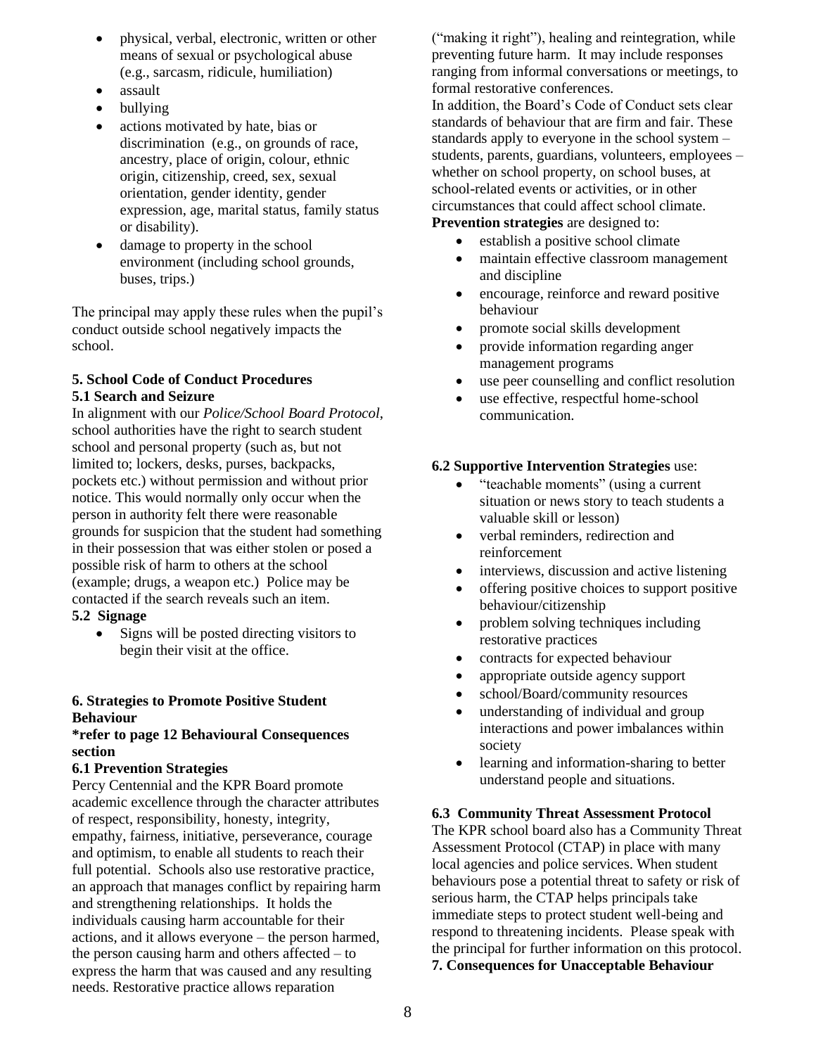- physical, verbal, electronic, written or other means of sexual or psychological abuse (e.g., sarcasm, ridicule, humiliation)
- assault
- bullying
- actions motivated by hate, bias or discrimination (e.g., on grounds of race, ancestry, place of origin, colour, ethnic origin, citizenship, creed, sex, sexual orientation, gender identity, gender expression, age, marital status, family status or disability).
- damage to property in the school environment (including school grounds, buses, trips.)

The principal may apply these rules when the pupil's conduct outside school negatively impacts the school.

**5. School Code of Conduct Procedures**

**5.1 Search and Seizure**

In alignment with our *Police/School Board Protocol*, school authorities have the right to search student school and personal property (such as, but not limited to; lockers, desks, purses, backpacks, pockets etc.) without permission and without prior notice. This would normally only occur when the person in authority felt there were reasonable grounds for suspicion that the student had something in their possession that was either stolen or posed a possible risk of harm to others at the school (example; drugs, a weapon etc.) Police may be contacted if the search reveals such an item.

**5.2 Signage**

- Signs will be posted directing visitors to begin their visit at the office.

**6. Strategies to Promote Positive Student Behaviour**

**\*refer to page 12 Behavioural Consequences section**

**6.1 Prevention Strategies**

Percy Centennial and the KPR Board promote academic excellence through the character attributes of respect, responsibility, honesty, integrity, empathy, fairness, initiative, perseverance, courage and optimism, to enable all students to reach their full potential. Schools also use restorative practice, an approach that manages conflict by repairing harm and strengthening relationships. It holds the individuals causing harm accountable for their actions, and it allows everyone – the person harmed, the person causing harm and others affected – to express the harm that was caused and any resulting needs. Restorative practice allows reparation ("making it right"), healing and reintegration, while preventing future harm. It may include responses ranging from informal conversations or meetings, to formal restorative conferences.

In addition, the Board's Code of Conduct sets clear standards of behaviour that are firm and fair. These standards apply to everyone in the school system – students, parents, guardians, volunteers, employees – whether on school property, on school buses, at school-related events or activities, or in other circumstances that could affect school climate.

**Prevention strategies** are designed to:

- establish a positive school climate
- maintain effective classroom management and discipline
- encourage, reinforce and reward positive behaviour
- promote social skills development
- provide information regarding anger management programs
- use peer counselling and conflict resolution
- use effective, respectful home-school communication.

**6.2 Supportive Intervention Strategies** use:

- "teachable moments" (using a current situation or news story to teach students a valuable skill or lesson)
- verbal reminders, redirection and reinforcement
- interviews, discussion and active listening
- offering positive choices to support positive behaviour/citizenship
- problem solving techniques including restorative practices
- contracts for expected behaviour
- appropriate outside agency support
- school/Board/community resources
- understanding of individual and group interactions and power imbalances within society
- learning and information-sharing to better understand people and situations.

**6.3 Community Threat Assessment Protocol**

The KPR school board also has a Community Threat Assessment Protocol (CTAP) in place with many local agencies and police services. When student behaviours pose a potential threat to safety or risk of serious harm, the CTAP helps principals take immediate steps to protect student well-being and respond to threatening incidents. Please speak with the principal for further information on this protocol.

**7. Consequences for Unacceptable Behaviour**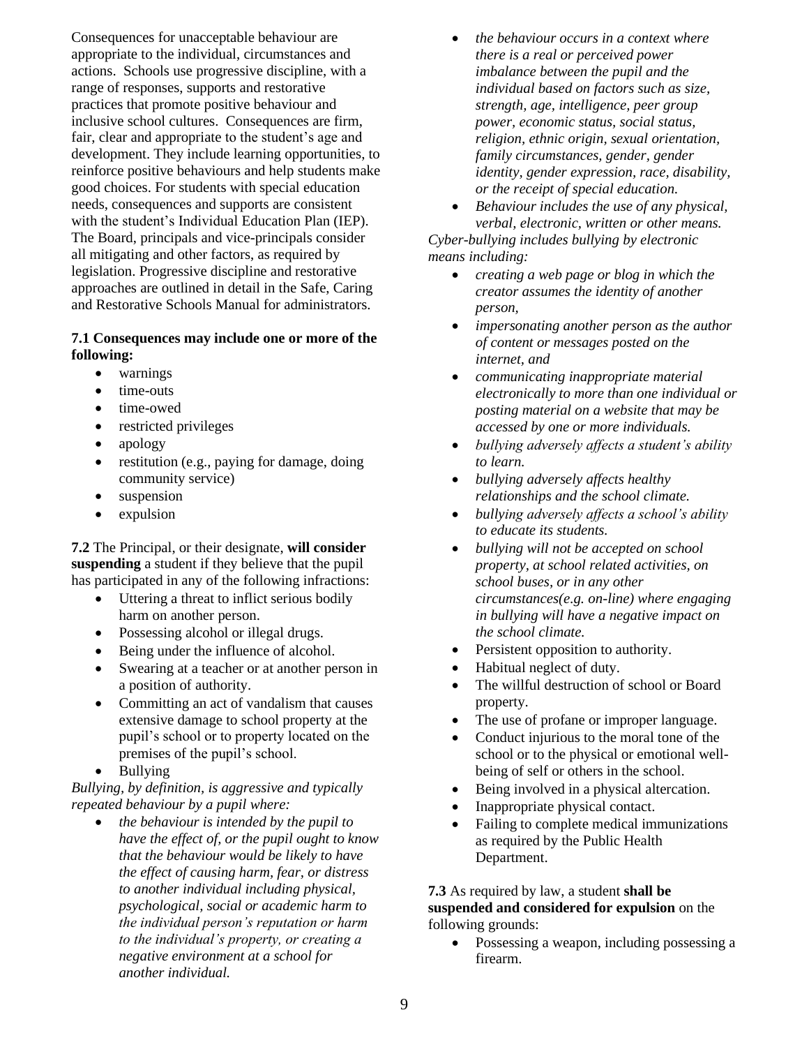Consequences for unacceptable behaviour are appropriate to the individual, circumstances and actions. Schools use progressive discipline, with a range of responses, supports and restorative practices that promote positive behaviour and inclusive school cultures. Consequences are firm, fair, clear and appropriate to the student's age and development. They include learning opportunities, to reinforce positive behaviours and help students make good choices. For students with special education needs, consequences and supports are consistent with the student's Individual Education Plan (IEP). The Board, principals and vice-principals consider all mitigating and other factors, as required by legislation. Progressive discipline and restorative approaches are outlined in detail in the Safe, Caring and Restorative Schools Manual for administrators.

**7.1 Consequences may include one or more of the following:**

- warnings
- time-outs
- time-owed
- restricted privileges
- apology
- restitution (e.g., paying for damage, doing community service)
- suspension
- expulsion

**7.2** The Principal, or their designate, **will consider suspending** a student if they believe that the pupil has participated in any of the following infractions:

- Uttering a threat to inflict serious bodily harm on another person.
- Possessing alcohol or illegal drugs.
- Being under the influence of alcohol.
- Swearing at a teacher or at another person in a position of authority.
- Committing an act of vandalism that causes extensive damage to school property at the pupil's school or to property located on the premises of the pupil's school.
- Bullying

*Bullying, by definition, is aggressive and typically repeated behaviour by a pupil where:*

- *the behaviour is intended by the pupil to have the effect of, or the pupil ought to know that the behaviour would be likely to have the effect of causing harm, fear, or distress to another individual including physical, psychological, social or academic harm to the individual person's reputation or harm to the individual's property, or creating a negative environment at a school for another individual.*
- *the behaviour occurs in a context where there is a real or perceived power imbalance between the pupil and the individual based on factors such as size, strength, age, intelligence, peer group power, economic status, social status, religion, ethnic origin, sexual orientation, family circumstances, gender, gender identity, gender expression, race, disability, or the receipt of special education.*
- *Behaviour includes the use of any physical, verbal, electronic, written or other means.*

*Cyber-bullying includes bullying by electronic means including:*

- *creating a web page or blog in which the creator assumes the identity of another person,*
- *impersonating another person as the author of content or messages posted on the internet, and*
- *communicating inappropriate material electronically to more than one individual or posting material on a website that may be accessed by one or more individuals.*
- *bullying adversely affects a student's ability to learn.*
- *bullying adversely affects healthy relationships and the school climate.*
- *bullying adversely affects a school's ability to educate its students.*
- *bullying will not be accepted on school property, at school related activities, on school buses, or in any other circumstances(e.g. on-line) where engaging in bullying will have a negative impact on the school climate.*
- Persistent opposition to authority.
- Habitual neglect of duty.
- The willful destruction of school or Board property.
- The use of profane or improper language.
- Conduct injurious to the moral tone of the school or to the physical or emotional well-being of self or others in the school.
- Being involved in a physical altercation.
- Inappropriate physical contact.
- Failing to complete medical immunizations as required by the Public Health Department.

**7.3** As required by law, a student **shall be suspended and considered for expulsion** on the following grounds:

- Possessing a weapon, including possessing a firearm.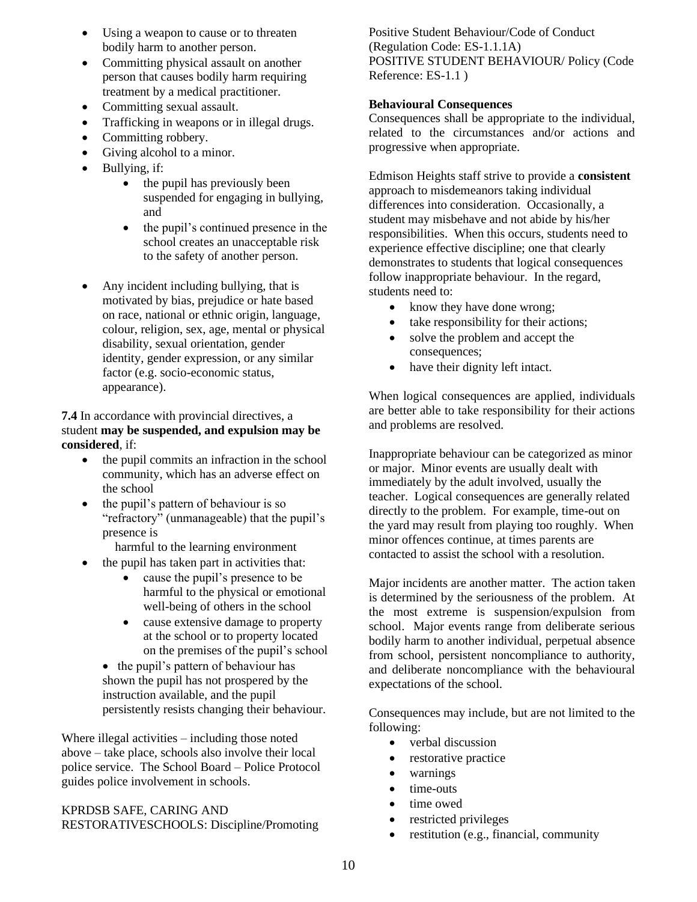- Using a weapon to cause or to threaten bodily harm to another person.
- Committing physical assault on another person that causes bodily harm requiring treatment by a medical practitioner.
- Committing sexual assault.
- Trafficking in weapons or in illegal drugs.
- Committing robbery.
- Giving alcohol to a minor.
- Bullying, if:
  - the pupil has previously been suspended for engaging in bullying, and
  - the pupil's continued presence in the school creates an unacceptable risk to the safety of another person.
- Any incident including bullying, that is motivated by bias, prejudice or hate based on race, national or ethnic origin, language, colour, religion, sex, age, mental or physical disability, sexual orientation, gender identity, gender expression, or any similar factor (e.g. socio-economic status, appearance).

**7.4** In accordance with provincial directives, a student **may be suspended, and expulsion may be considered**, if:

- the pupil commits an infraction in the school community, which has an adverse effect on the school
- the pupil's pattern of behaviour is so "refractory" (unmanageable) that the pupil's presence is
  harmful to the learning environment
- the pupil has taken part in activities that:
  - cause the pupil's presence to be harmful to the physical or emotional well-being of others in the school
  - cause extensive damage to property at the school or to property located on the premises of the pupil's school
  - the pupil's pattern of behaviour has shown the pupil has not prospered by the instruction available, and the pupil persistently resists changing their behaviour.

Where illegal activities – including those noted above – take place, schools also involve their local police service. The School Board – Police Protocol guides police involvement in schools.

KPRDSB SAFE, CARING AND RESTORATIVESCHOOLS: Discipline/Promoting Positive Student Behaviour/Code of Conduct (Regulation Code: ES-1.1.1A)
POSITIVE STUDENT BEHAVIOUR/ Policy (Code Reference: ES-1.1 )

**Behavioural Consequences**

Consequences shall be appropriate to the individual, related to the circumstances and/or actions and progressive when appropriate.

Edmison Heights staff strive to provide a **consistent** approach to misdemeanors taking individual differences into consideration. Occasionally, a student may misbehave and not abide by his/her responsibilities. When this occurs, students need to experience effective discipline; one that clearly demonstrates to students that logical consequences follow inappropriate behaviour. In the regard, students need to:

- know they have done wrong;
- take responsibility for their actions;
- solve the problem and accept the consequences;
- have their dignity left intact.

When logical consequences are applied, individuals are better able to take responsibility for their actions and problems are resolved.

Inappropriate behaviour can be categorized as minor or major. Minor events are usually dealt with immediately by the adult involved, usually the teacher. Logical consequences are generally related directly to the problem. For example, time-out on the yard may result from playing too roughly. When minor offences continue, at times parents are contacted to assist the school with a resolution.

Major incidents are another matter. The action taken is determined by the seriousness of the problem. At the most extreme is suspension/expulsion from school. Major events range from deliberate serious bodily harm to another individual, perpetual absence from school, persistent noncompliance to authority, and deliberate noncompliance with the behavioural expectations of the school.

Consequences may include, but are not limited to the following:

- verbal discussion
- restorative practice
- warnings
- time-outs
- time owed
- restricted privileges
- restitution (e.g., financial, community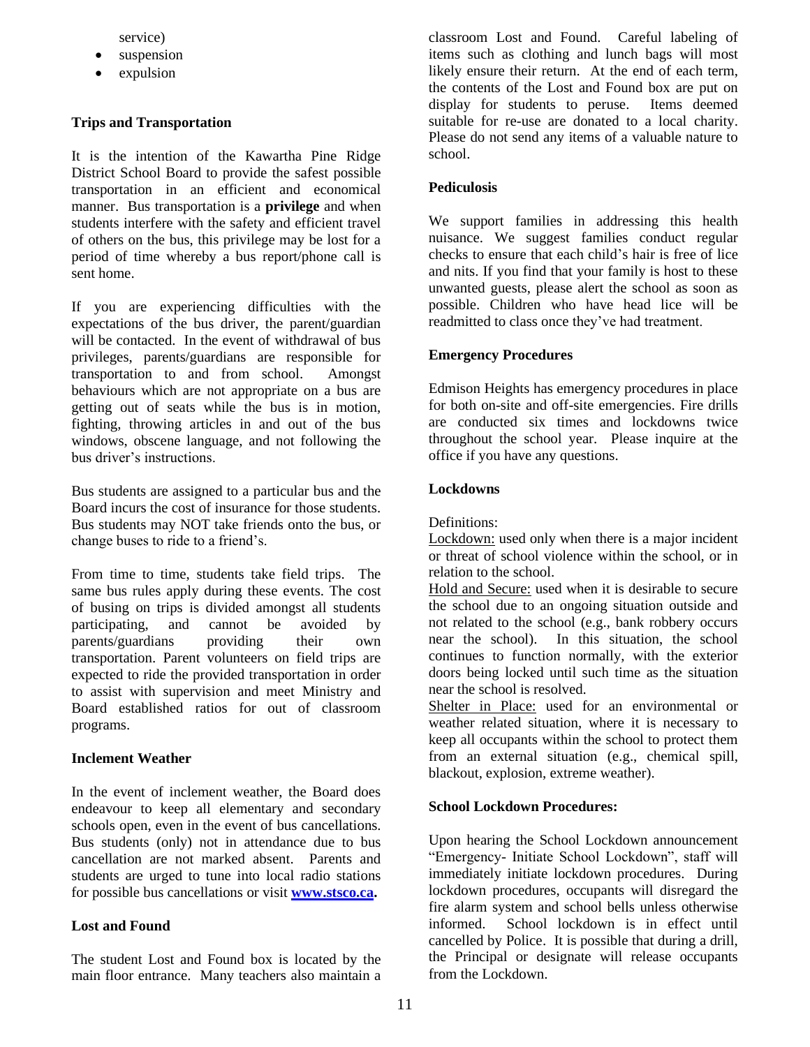service)

- suspension
- expulsion

**Trips and Transportation**

It is the intention of the Kawartha Pine Ridge District School Board to provide the safest possible transportation in an efficient and economical manner. Bus transportation is a **privilege** and when students interfere with the safety and efficient travel of others on the bus, this privilege may be lost for a period of time whereby a bus report/phone call is sent home.

If you are experiencing difficulties with the expectations of the bus driver, the parent/guardian will be contacted. In the event of withdrawal of bus privileges, parents/guardians are responsible for transportation to and from school. Amongst behaviours which are not appropriate on a bus are getting out of seats while the bus is in motion, fighting, throwing articles in and out of the bus windows, obscene language, and not following the bus driver's instructions.

Bus students are assigned to a particular bus and the Board incurs the cost of insurance for those students. Bus students may NOT take friends onto the bus, or change buses to ride to a friend's.

From time to time, students take field trips. The same bus rules apply during these events. The cost of busing on trips is divided amongst all students participating, and cannot be avoided by parents/guardians providing their own transportation. Parent volunteers on field trips are expected to ride the provided transportation in order to assist with supervision and meet Ministry and Board established ratios for out of classroom programs.

**Inclement Weather**

In the event of inclement weather, the Board does endeavour to keep all elementary and secondary schools open, even in the event of bus cancellations. Bus students (only) not in attendance due to bus cancellation are not marked absent. Parents and students are urged to tune into local radio stations for possible bus cancellations or visit **www.stsco.ca**.

**Lost and Found**

The student Lost and Found box is located by the main floor entrance. Many teachers also maintain a classroom Lost and Found. Careful labeling of items such as clothing and lunch bags will most likely ensure their return. At the end of each term, the contents of the Lost and Found box are put on display for students to peruse. Items deemed suitable for re-use are donated to a local charity. Please do not send any items of a valuable nature to school.

**Pediculosis**

We support families in addressing this health nuisance. We suggest families conduct regular checks to ensure that each child's hair is free of lice and nits. If you find that your family is host to these unwanted guests, please alert the school as soon as possible. Children who have head lice will be readmitted to class once they've had treatment.

**Emergency Procedures**

Edmison Heights has emergency procedures in place for both on-site and off-site emergencies. Fire drills are conducted six times and lockdowns twice throughout the school year. Please inquire at the office if you have any questions.

**Lockdowns**

Definitions:
Lockdown: used only when there is a major incident or threat of school violence within the school, or in relation to the school.
Hold and Secure: used when it is desirable to secure the school due to an ongoing situation outside and not related to the school (e.g., bank robbery occurs near the school). In this situation, the school continues to function normally, with the exterior doors being locked until such time as the situation near the school is resolved.
Shelter in Place: used for an environmental or weather related situation, where it is necessary to keep all occupants within the school to protect them from an external situation (e.g., chemical spill, blackout, explosion, extreme weather).

**School Lockdown Procedures:**

Upon hearing the School Lockdown announcement "Emergency- Initiate School Lockdown", staff will immediately initiate lockdown procedures. During lockdown procedures, occupants will disregard the fire alarm system and school bells unless otherwise informed. School lockdown is in effect until cancelled by Police. It is possible that during a drill, the Principal or designate will release occupants from the Lockdown.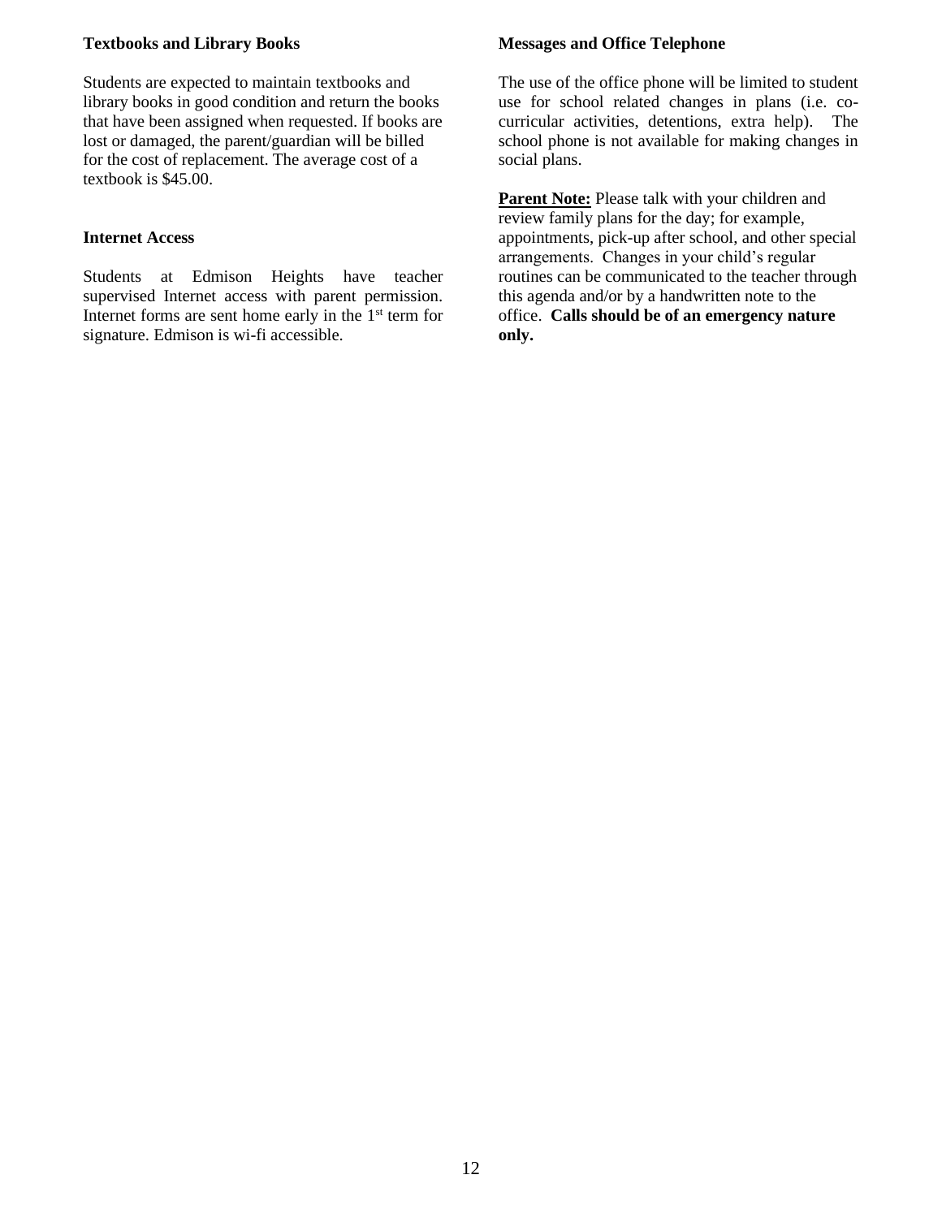### Textbooks and Library Books

Students are expected to maintain textbooks and library books in good condition and return the books that have been assigned when requested. If books are lost or damaged, the parent/guardian will be billed for the cost of replacement. The average cost of a textbook is $45.00.

### Internet Access

Students at Edmison Heights have teacher supervised Internet access with parent permission. Internet forms are sent home early in the 1st term for signature. Edmison is wi-fi accessible.

### Messages and Office Telephone

The use of the office phone will be limited to student use for school related changes in plans (i.e. co-curricular activities, detentions, extra help). The school phone is not available for making changes in social plans.

**Parent Note:** Please talk with your children and review family plans for the day; for example, appointments, pick-up after school, and other special arrangements. Changes in your child's regular routines can be communicated to the teacher through this agenda and/or by a handwritten note to the office. **Calls should be of an emergency nature only.**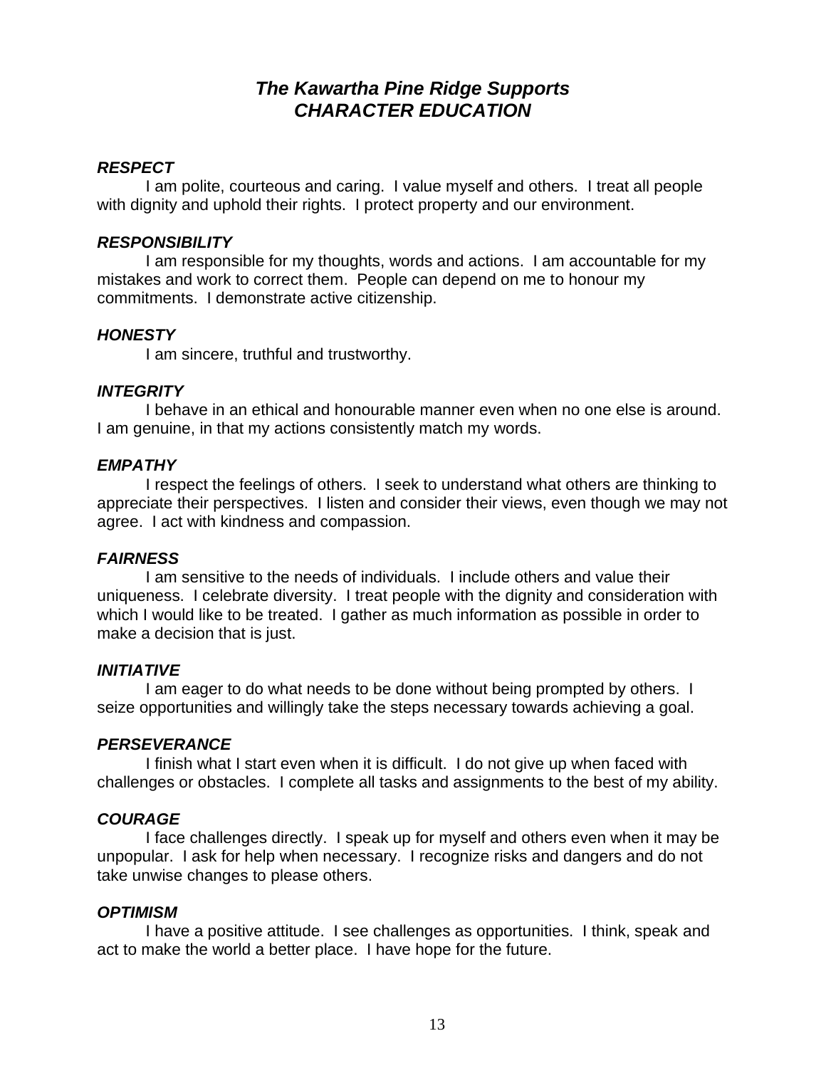# *The Kawartha Pine Ridge Supports CHARACTER EDUCATION*

***RESPECT***

I am polite, courteous and caring. I value myself and others. I treat all people with dignity and uphold their rights. I protect property and our environment.

***RESPONSIBILITY***

I am responsible for my thoughts, words and actions. I am accountable for my mistakes and work to correct them. People can depend on me to honour my commitments. I demonstrate active citizenship.

***HONESTY***

I am sincere, truthful and trustworthy.

***INTEGRITY***

I behave in an ethical and honourable manner even when no one else is around. I am genuine, in that my actions consistently match my words.

***EMPATHY***

I respect the feelings of others. I seek to understand what others are thinking to appreciate their perspectives. I listen and consider their views, even though we may not agree. I act with kindness and compassion.

***FAIRNESS***

I am sensitive to the needs of individuals. I include others and value their uniqueness. I celebrate diversity. I treat people with the dignity and consideration with which I would like to be treated. I gather as much information as possible in order to make a decision that is just.

***INITIATIVE***

I am eager to do what needs to be done without being prompted by others. I seize opportunities and willingly take the steps necessary towards achieving a goal.

***PERSEVERANCE***

I finish what I start even when it is difficult. I do not give up when faced with challenges or obstacles. I complete all tasks and assignments to the best of my ability.

***COURAGE***

I face challenges directly. I speak up for myself and others even when it may be unpopular. I ask for help when necessary. I recognize risks and dangers and do not take unwise changes to please others.

***OPTIMISM***

I have a positive attitude. I see challenges as opportunities. I think, speak and act to make the world a better place. I have hope for the future.